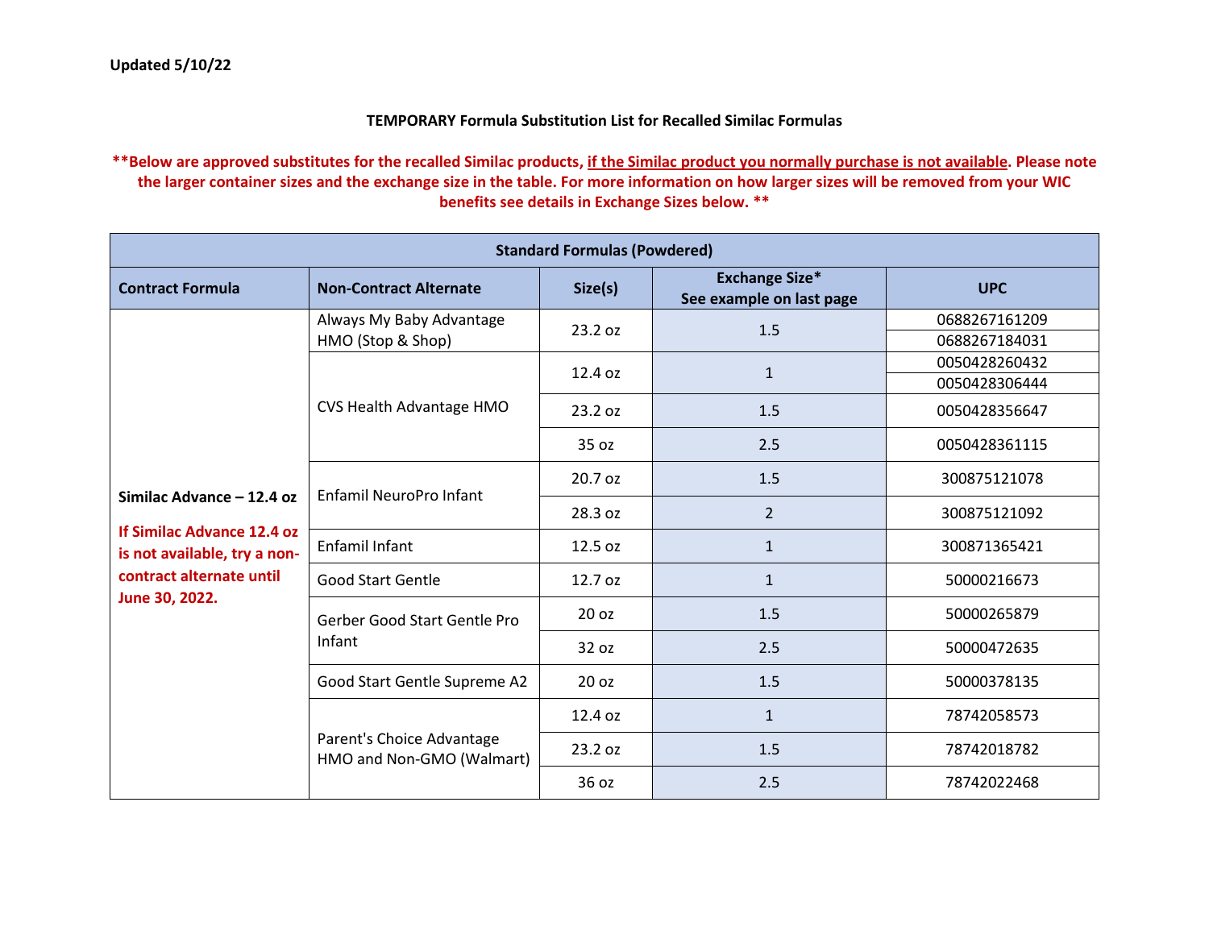Updated 5/10/22

**TEMPORARY Formula Substitution List for Recalled Similac Formulas**

****Below are approved substitutes for the recalled Similac products, <u>if the Similac product you normally purchase is not available</u>. Please note the larger container sizes and the exchange size in the table. For more information on how larger sizes will be removed from your WIC benefits see details in Exchange Sizes below. ****

| Standard Formulas (Powdered) | | | | |
|---|---|---|---|---|
| **Contract Formula** | **Non-Contract Alternate** | **Size(s)** | **Exchange Size*<br>See example on last page** | **UPC** |
| **Similac Advance – 12.4 oz**<br><br>**If Similac Advance 12.4 oz is not available, try a non-contract alternate until June 30, 2022.** | Always My Baby Advantage HMO (Stop & Shop) | 23.2 oz | 1.5 | 0688267161209 |
| | | | | 0688267184031 |
| | CVS Health Advantage HMO | 12.4 oz | 1 | 0050428260432 |
| | | | | 0050428306444 |
| | | 23.2 oz | 1.5 | 0050428356647 |
| | | 35 oz | 2.5 | 0050428361115 |
| | Enfamil NeuroPro Infant | 20.7 oz | 1.5 | 300875121078 |
| | | 28.3 oz | 2 | 300875121092 |
| | Enfamil Infant | 12.5 oz | 1 | 300871365421 |
| | Good Start Gentle | 12.7 oz | 1 | 50000216673 |
| | Gerber Good Start Gentle Pro Infant | 20 oz | 1.5 | 50000265879 |
| | | 32 oz | 2.5 | 50000472635 |
| | Good Start Gentle Supreme A2 | 20 oz | 1.5 | 50000378135 |
| | Parent's Choice Advantage HMO and Non-GMO (Walmart) | 12.4 oz | 1 | 78742058573 |
| | | 23.2 oz | 1.5 | 78742018782 |
| | | 36 oz | 2.5 | 78742022468 |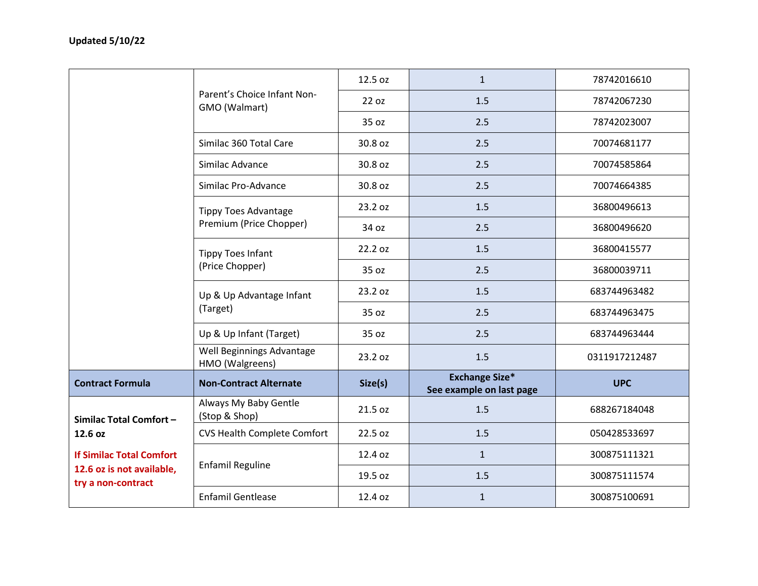**Updated 5/10/22**

| Contract Formula | Non-Contract Alternate | Size(s) | Exchange Size* See example on last page | UPC |
|---|---|---|---|---|
| | Parent's Choice Infant Non-GMO (Walmart) | 12.5 oz | 1 | 78742016610 |
| | | 22 oz | 1.5 | 78742067230 |
| | | 35 oz | 2.5 | 78742023007 |
| | Similac 360 Total Care | 30.8 oz | 2.5 | 70074681177 |
| | Similac Advance | 30.8 oz | 2.5 | 70074585864 |
| | Similac Pro-Advance | 30.8 oz | 2.5 | 70074664385 |
| | Tippy Toes Advantage Premium (Price Chopper) | 23.2 oz | 1.5 | 36800496613 |
| | | 34 oz | 2.5 | 36800496620 |
| | Tippy Toes Infant (Price Chopper) | 22.2 oz | 1.5 | 36800415577 |
| | | 35 oz | 2.5 | 36800039711 |
| | Up & Up Advantage Infant (Target) | 23.2 oz | 1.5 | 683744963482 |
| | | 35 oz | 2.5 | 683744963475 |
| | Up & Up Infant (Target) | 35 oz | 2.5 | 683744963444 |
| | Well Beginnings Advantage HMO (Walgreens) | 23.2 oz | 1.5 | 0311917212487 |
| **Contract Formula** | **Non-Contract Alternate** | **Size(s)** | **Exchange Size* See example on last page** | **UPC** |
| **Similac Total Comfort – 12.6 oz** **If Similac Total Comfort 12.6 oz is not available, try a non-contract** | Always My Baby Gentle (Stop & Shop) | 21.5 oz | 1.5 | 688267184048 |
| | CVS Health Complete Comfort | 22.5 oz | 1.5 | 050428533697 |
| | Enfamil Reguline | 12.4 oz | 1 | 300875111321 |
| | | 19.5 oz | 1.5 | 300875111574 |
| | Enfamil Gentlease | 12.4 oz | 1 | 300875100691 |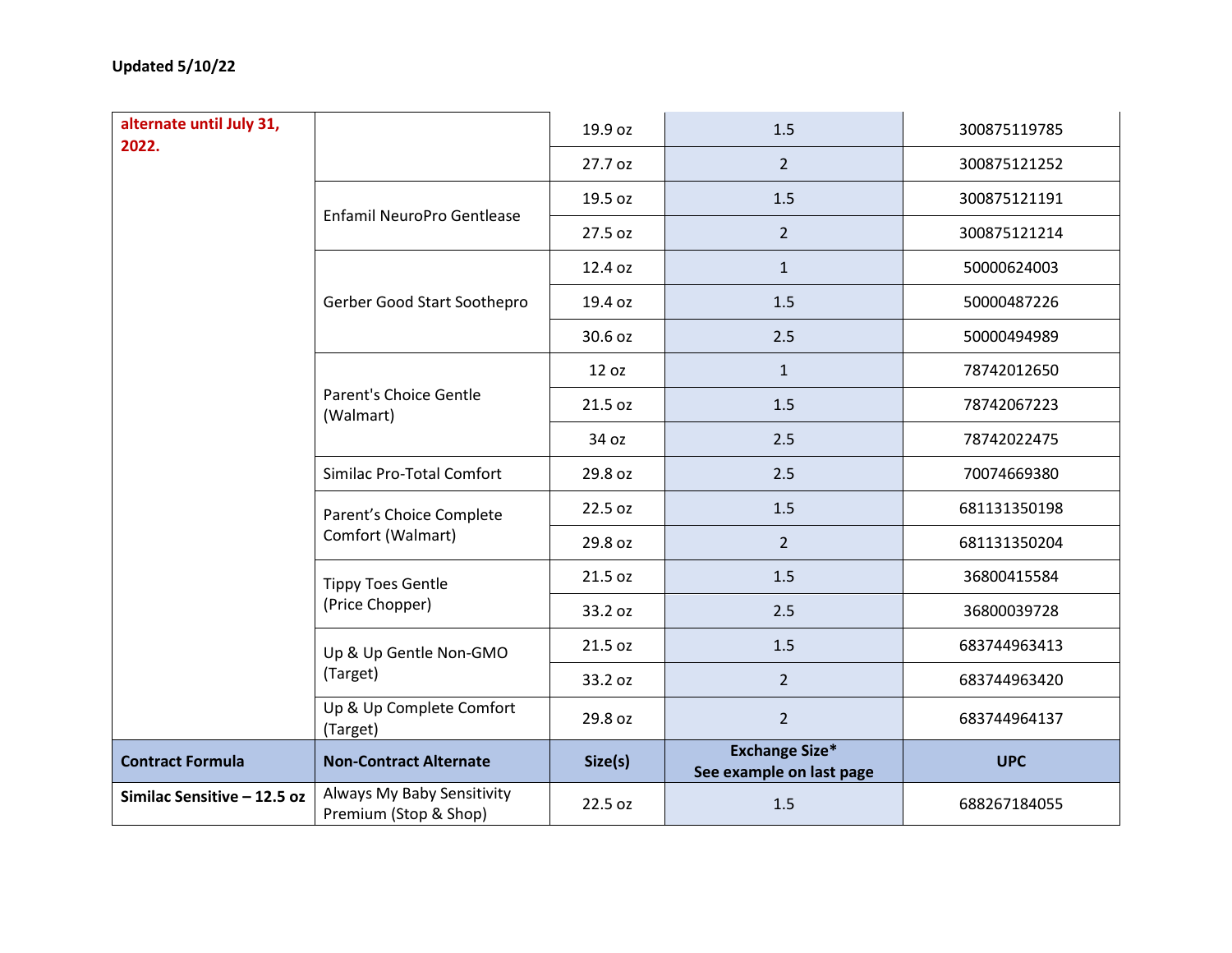Updated 5/10/22

| | | | | |
|---|---|---|---|---|
| **alternate until July 31, 2022.** | | 19.9 oz | 1.5 | 300875119785 |
| | | 27.7 oz | 2 | 300875121252 |
| | Enfamil NeuroPro Gentlease | 19.5 oz | 1.5 | 300875121191 |
| | | 27.5 oz | 2 | 300875121214 |
| | Gerber Good Start Soothepro | 12.4 oz | 1 | 50000624003 |
| | | 19.4 oz | 1.5 | 50000487226 |
| | | 30.6 oz | 2.5 | 50000494989 |
| | Parent's Choice Gentle (Walmart) | 12 oz | 1 | 78742012650 |
| | | 21.5 oz | 1.5 | 78742067223 |
| | | 34 oz | 2.5 | 78742022475 |
| | Similac Pro-Total Comfort | 29.8 oz | 2.5 | 70074669380 |
| | Parent's Choice Complete Comfort (Walmart) | 22.5 oz | 1.5 | 681131350198 |
| | | 29.8 oz | 2 | 681131350204 |
| | Tippy Toes Gentle (Price Chopper) | 21.5 oz | 1.5 | 36800415584 |
| | | 33.2 oz | 2.5 | 36800039728 |
| | Up & Up Gentle Non-GMO (Target) | 21.5 oz | 1.5 | 683744963413 |
| | | 33.2 oz | 2 | 683744963420 |
| | Up & Up Complete Comfort (Target) | 29.8 oz | 2 | 683744964137 |

| Contract Formula | Non-Contract Alternate | Size(s) | Exchange Size* See example on last page | UPC |
|---|---|---|---|---|
| **Similac Sensitive – 12.5 oz** | Always My Baby Sensitivity Premium (Stop & Shop) | 22.5 oz | 1.5 | 688267184055 |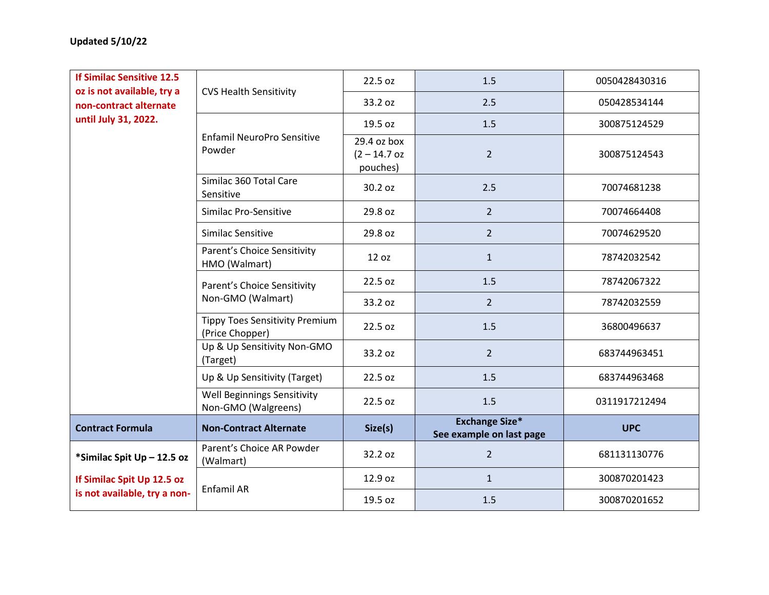Updated 5/10/22

| | | | | |
|---|---|---|---|---|
| **If Similac Sensitive 12.5 oz is not available, try a non-contract alternate until July 31, 2022.** | CVS Health Sensitivity | 22.5 oz | 1.5 | 0050428430316 |
| | | 33.2 oz | 2.5 | 050428534144 |
| | Enfamil NeuroPro Sensitive Powder | 19.5 oz | 1.5 | 300875124529 |
| | | 29.4 oz box (2 – 14.7 oz pouches) | 2 | 300875124543 |
| | Similac 360 Total Care Sensitive | 30.2 oz | 2.5 | 70074681238 |
| | Similac Pro-Sensitive | 29.8 oz | 2 | 70074664408 |
| | Similac Sensitive | 29.8 oz | 2 | 70074629520 |
| | Parent's Choice Sensitivity HMO (Walmart) | 12 oz | 1 | 78742032542 |
| | Parent's Choice Sensitivity Non-GMO (Walmart) | 22.5 oz | 1.5 | 78742067322 |
| | | 33.2 oz | 2 | 78742032559 |
| | Tippy Toes Sensitivity Premium (Price Chopper) | 22.5 oz | 1.5 | 36800496637 |
| | Up & Up Sensitivity Non-GMO (Target) | 33.2 oz | 2 | 683744963451 |
| | Up & Up Sensitivity (Target) | 22.5 oz | 1.5 | 683744963468 |
| | Well Beginnings Sensitivity Non-GMO (Walgreens) | 22.5 oz | 1.5 | 0311917212494 |
| **Contract Formula** | **Non-Contract Alternate** | **Size(s)** | **Exchange Size* See example on last page** | **UPC** |
| ***Similac Spit Up – 12.5 oz** **If Similac Spit Up 12.5 oz is not available, try a non-** | Parent's Choice AR Powder (Walmart) | 32.2 oz | 2 | 681131130776 |
| | Enfamil AR | 12.9 oz | 1 | 300870201423 |
| | | 19.5 oz | 1.5 | 300870201652 |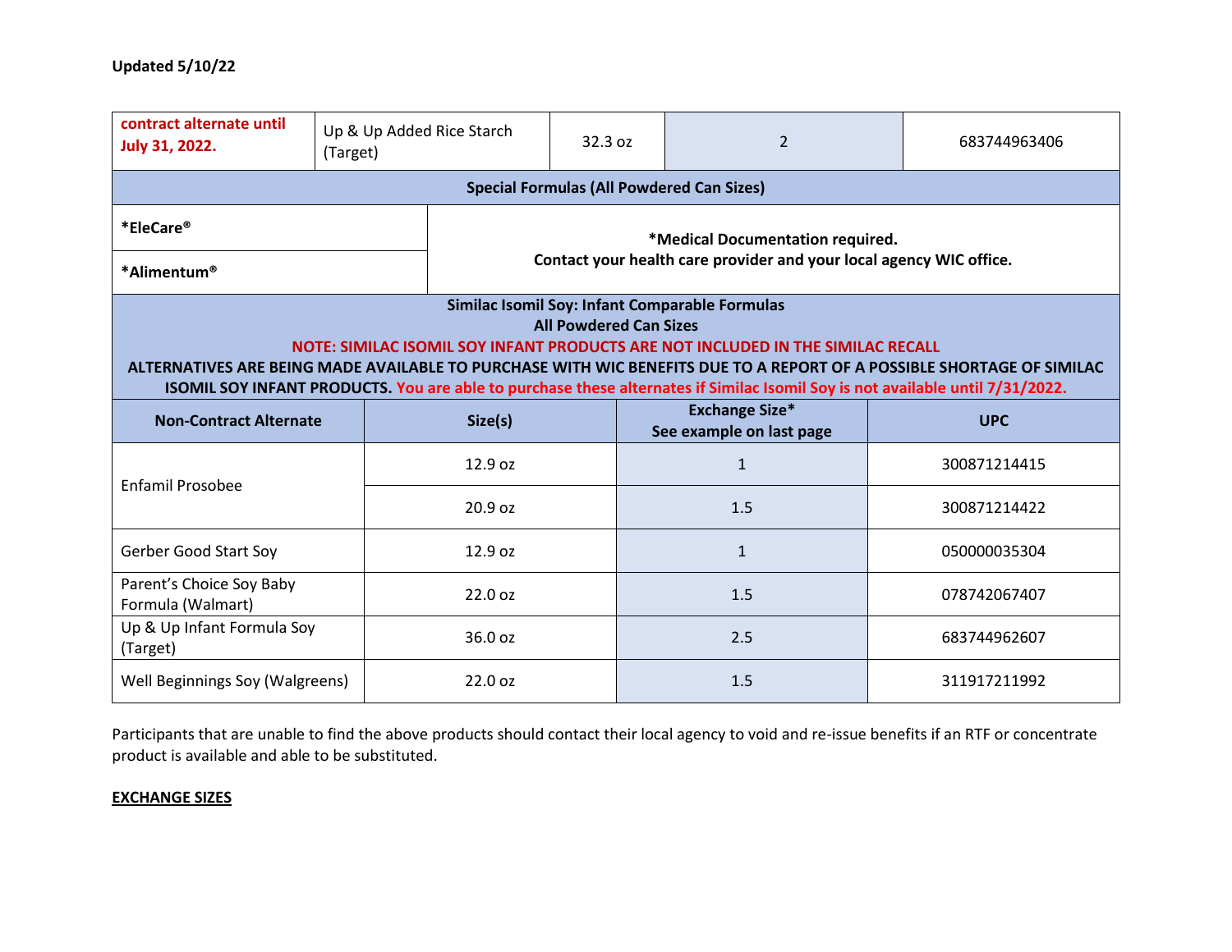**Updated 5/10/22**

| contract alternate until July 31, 2022. | Up & Up Added Rice Starch (Target) | 32.3 oz | 2 | 683744963406 |
|---|---|---|---|---|

| Special Formulas (All Powdered Can Sizes) | |
|---|---|
| ***EleCare®** | ***Medical Documentation required. Contact your health care provider and your local agency WIC office.** |
| ***Alimentum®** | |

**Similac Isomil Soy: Infant Comparable Formulas**
**All Powdered Can Sizes**
**NOTE: SIMILAC ISOMIL SOY INFANT PRODUCTS ARE NOT INCLUDED IN THE SIMILAC RECALL**
**ALTERNATIVES ARE BEING MADE AVAILABLE TO PURCHASE WITH WIC BENEFITS DUE TO A REPORT OF A POSSIBLE SHORTAGE OF SIMILAC ISOMIL SOY INFANT PRODUCTS. You are able to purchase these alternates if Similac Isomil Soy is not available until 7/31/2022.**

| Non-Contract Alternate | Size(s) | Exchange Size* See example on last page | UPC |
|---|---|---|---|
| Enfamil Prosobee | 12.9 oz | 1 | 300871214415 |
| | 20.9 oz | 1.5 | 300871214422 |
| Gerber Good Start Soy | 12.9 oz | 1 | 050000035304 |
| Parent's Choice Soy Baby Formula (Walmart) | 22.0 oz | 1.5 | 078742067407 |
| Up & Up Infant Formula Soy (Target) | 36.0 oz | 2.5 | 683744962607 |
| Well Beginnings Soy (Walgreens) | 22.0 oz | 1.5 | 311917211992 |

Participants that are unable to find the above products should contact their local agency to void and re-issue benefits if an RTF or concentrate product is available and able to be substituted.

**EXCHANGE SIZES**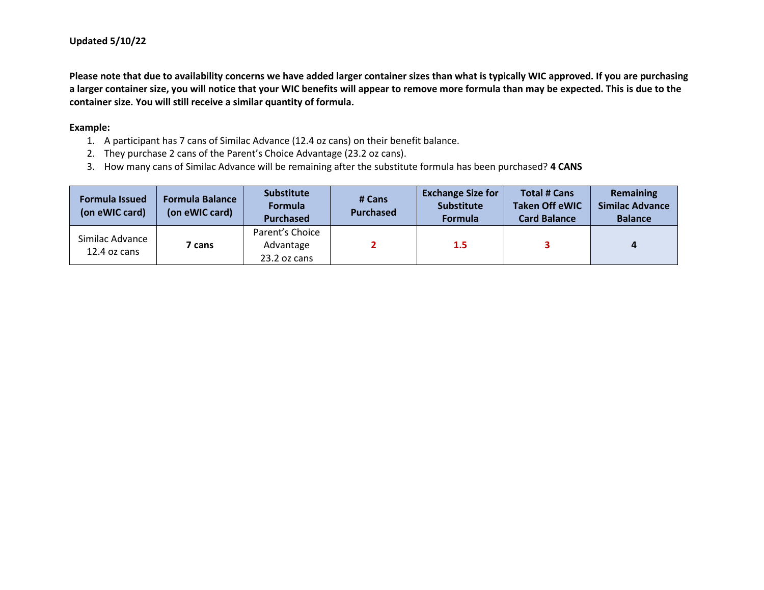**Updated 5/10/22**

**Please note that due to availability concerns we have added larger container sizes than what is typically WIC approved. If you are purchasing a larger container size, you will notice that your WIC benefits will appear to remove more formula than may be expected. This is due to the container size. You will still receive a similar quantity of formula.**

**Example:**

1. A participant has 7 cans of Similac Advance (12.4 oz cans) on their benefit balance.
2. They purchase 2 cans of the Parent's Choice Advantage (23.2 oz cans).
3. How many cans of Similac Advance will be remaining after the substitute formula has been purchased? **4 CANS**

| Formula Issued (on eWIC card) | Formula Balance (on eWIC card) | Substitute Formula Purchased | # Cans Purchased | Exchange Size for Substitute Formula | Total # Cans Taken Off eWIC Card Balance | Remaining Similac Advance Balance |
|---|---|---|---|---|---|---|
| Similac Advance 12.4 oz cans | **7 cans** | Parent's Choice Advantage 23.2 oz cans | **2** | **1.5** | **3** | **4** |